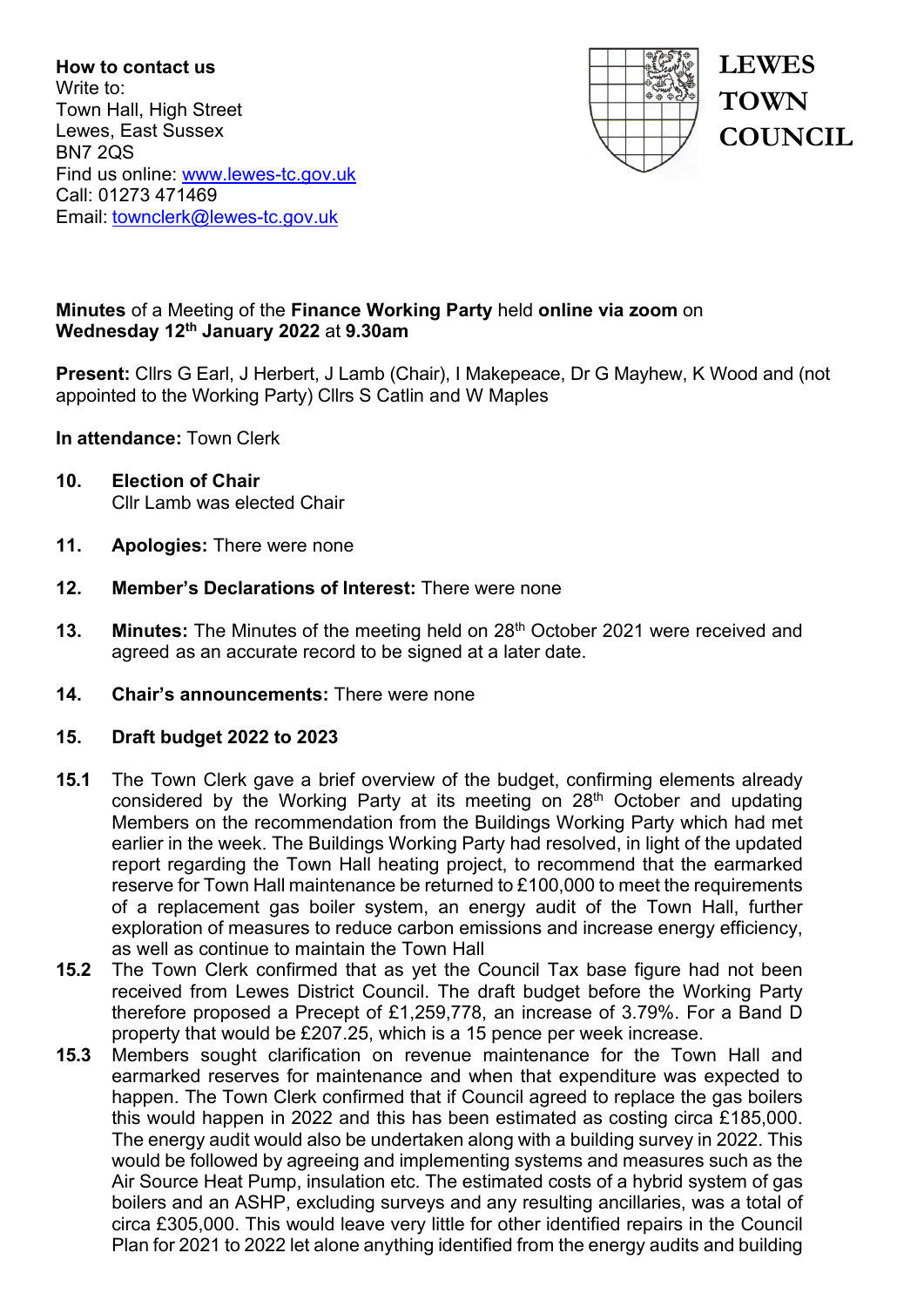**How to contact us**
Write to:
Town Hall, High Street
Lewes, East Sussex
BN7 2QS
Find us online: www.lewes-tc.gov.uk
Call: 01273 471469
Email: townclerk@lewes-tc.gov.uk

# LEWES TOWN COUNCIL

**Minutes** of a Meeting of the **Finance Working Party** held **online via zoom** on **Wednesday 12th January 2022** at **9.30am**

**Present:** Cllrs G Earl, J Herbert, J Lamb (Chair), I Makepeace, Dr G Mayhew, K Wood and (not appointed to the Working Party) Cllrs S Catlin and W Maples

**In attendance:** Town Clerk

**10. Election of Chair**
Cllr Lamb was elected Chair

**11. Apologies:** There were none

**12. Member's Declarations of Interest:** There were none

**13. Minutes:** The Minutes of the meeting held on 28th October 2021 were received and agreed as an accurate record to be signed at a later date.

**14. Chair's announcements:** There were none

**15. Draft budget 2022 to 2023**

**15.1** The Town Clerk gave a brief overview of the budget, confirming elements already considered by the Working Party at its meeting on 28th October and updating Members on the recommendation from the Buildings Working Party which had met earlier in the week. The Buildings Working Party had resolved, in light of the updated report regarding the Town Hall heating project, to recommend that the earmarked reserve for Town Hall maintenance be returned to £100,000 to meet the requirements of a replacement gas boiler system, an energy audit of the Town Hall, further exploration of measures to reduce carbon emissions and increase energy efficiency, as well as continue to maintain the Town Hall

**15.2** The Town Clerk confirmed that as yet the Council Tax base figure had not been received from Lewes District Council. The draft budget before the Working Party therefore proposed a Precept of £1,259,778, an increase of 3.79%. For a Band D property that would be £207.25, which is a 15 pence per week increase.

**15.3** Members sought clarification on revenue maintenance for the Town Hall and earmarked reserves for maintenance and when that expenditure was expected to happen. The Town Clerk confirmed that if Council agreed to replace the gas boilers this would happen in 2022 and this has been estimated as costing circa £185,000. The energy audit would also be undertaken along with a building survey in 2022. This would be followed by agreeing and implementing systems and measures such as the Air Source Heat Pump, insulation etc. The estimated costs of a hybrid system of gas boilers and an ASHP, excluding surveys and any resulting ancillaries, was a total of circa £305,000. This would leave very little for other identified repairs in the Council Plan for 2021 to 2022 let alone anything identified from the energy audits and building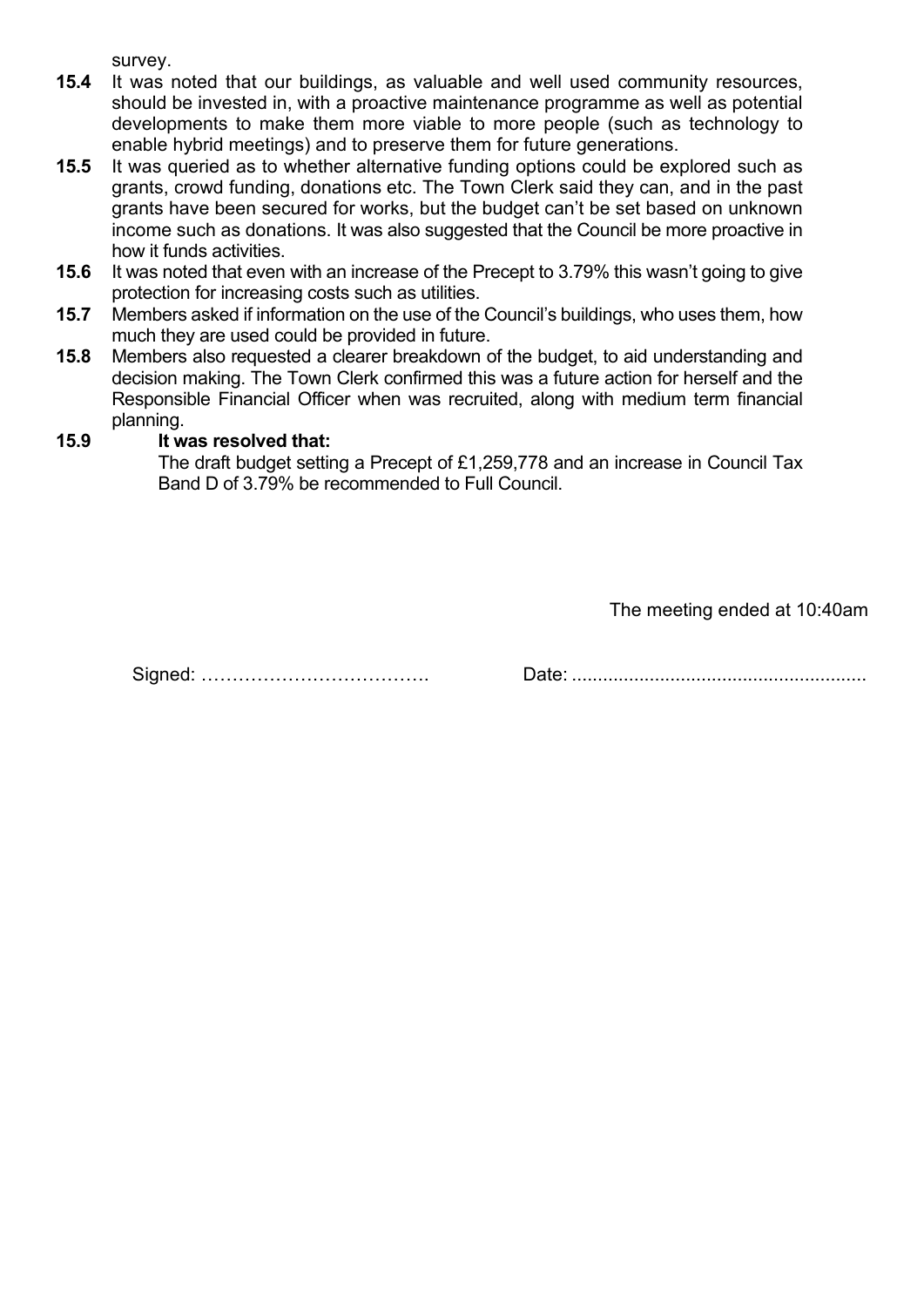survey.

**15.4** It was noted that our buildings, as valuable and well used community resources, should be invested in, with a proactive maintenance programme as well as potential developments to make them more viable to more people (such as technology to enable hybrid meetings) and to preserve them for future generations.

**15.5** It was queried as to whether alternative funding options could be explored such as grants, crowd funding, donations etc. The Town Clerk said they can, and in the past grants have been secured for works, but the budget can't be set based on unknown income such as donations. It was also suggested that the Council be more proactive in how it funds activities.

**15.6** It was noted that even with an increase of the Precept to 3.79% this wasn't going to give protection for increasing costs such as utilities.

**15.7** Members asked if information on the use of the Council's buildings, who uses them, how much they are used could be provided in future.

**15.8** Members also requested a clearer breakdown of the budget, to aid understanding and decision making. The Town Clerk confirmed this was a future action for herself and the Responsible Financial Officer when was recruited, along with medium term financial planning.

**15.9** **It was resolved that:**

The draft budget setting a Precept of £1,259,778 and an increase in Council Tax Band D of 3.79% be recommended to Full Council.

The meeting ended at 10:40am

Signed: ………………………………. Date: .........................................................